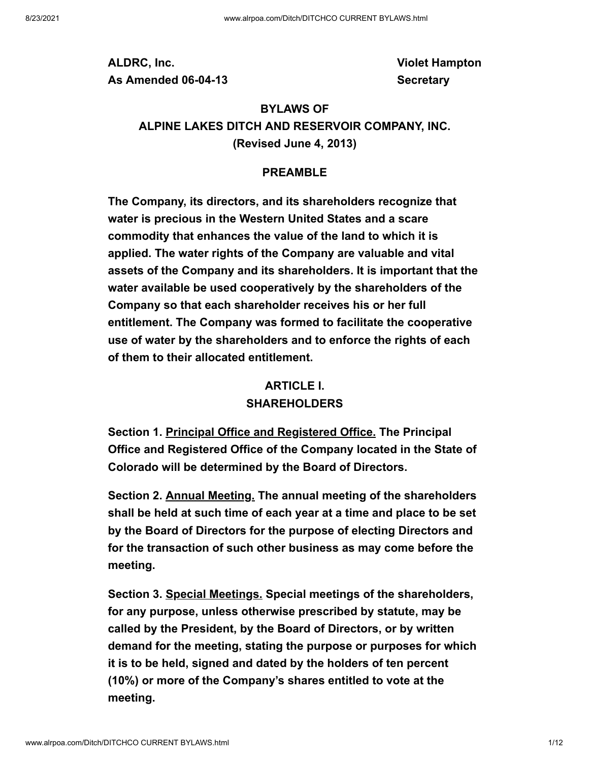**ALDRC, Inc.** **Violet Hampton**
**As Amended 06-04-13** **Secretary**

# BYLAWS OF ALPINE LAKES DITCH AND RESERVOIR COMPANY, INC.
**(Revised June 4, 2013)**

## PREAMBLE

**The Company, its directors, and its shareholders recognize that water is precious in the Western United States and a scare commodity that enhances the value of the land to which it is applied. The water rights of the Company are valuable and vital assets of the Company and its shareholders. It is important that the water available be used cooperatively by the shareholders of the Company so that each shareholder receives his or her full entitlement. The Company was formed to facilitate the cooperative use of water by the shareholders and to enforce the rights of each of them to their allocated entitlement.**

## ARTICLE I. SHAREHOLDERS

**Section 1. Principal Office and Registered Office. The Principal Office and Registered Office of the Company located in the State of Colorado will be determined by the Board of Directors.**

**Section 2. Annual Meeting. The annual meeting of the shareholders shall be held at such time of each year at a time and place to be set by the Board of Directors for the purpose of electing Directors and for the transaction of such other business as may come before the meeting.**

**Section 3. Special Meetings. Special meetings of the shareholders, for any purpose, unless otherwise prescribed by statute, may be called by the President, by the Board of Directors, or by written demand for the meeting, stating the purpose or purposes for which it is to be held, signed and dated by the holders of ten percent (10%) or more of the Company's shares entitled to vote at the meeting.**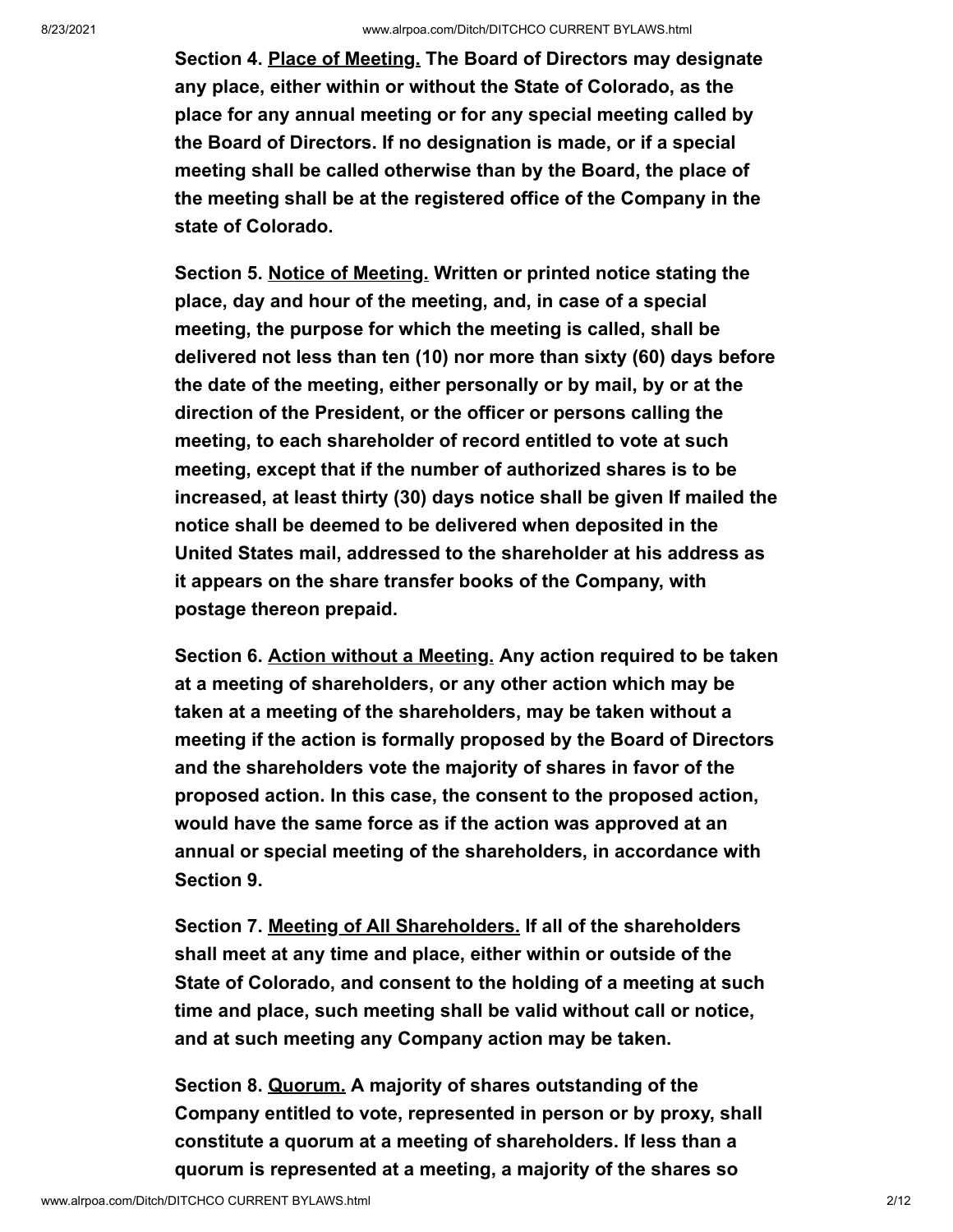**Section 4. Place of Meeting. The Board of Directors may designate any place, either within or without the State of Colorado, as the place for any annual meeting or for any special meeting called by the Board of Directors. If no designation is made, or if a special meeting shall be called otherwise than by the Board, the place of the meeting shall be at the registered office of the Company in the state of Colorado.**

**Section 5. Notice of Meeting. Written or printed notice stating the place, day and hour of the meeting, and, in case of a special meeting, the purpose for which the meeting is called, shall be delivered not less than ten (10) nor more than sixty (60) days before the date of the meeting, either personally or by mail, by or at the direction of the President, or the officer or persons calling the meeting, to each shareholder of record entitled to vote at such meeting, except that if the number of authorized shares is to be increased, at least thirty (30) days notice shall be given If mailed the notice shall be deemed to be delivered when deposited in the United States mail, addressed to the shareholder at his address as it appears on the share transfer books of the Company, with postage thereon prepaid.**

**Section 6. Action without a Meeting. Any action required to be taken at a meeting of shareholders, or any other action which may be taken at a meeting of the shareholders, may be taken without a meeting if the action is formally proposed by the Board of Directors and the shareholders vote the majority of shares in favor of the proposed action. In this case, the consent to the proposed action, would have the same force as if the action was approved at an annual or special meeting of the shareholders, in accordance with Section 9.**

**Section 7. Meeting of All Shareholders. If all of the shareholders shall meet at any time and place, either within or outside of the State of Colorado, and consent to the holding of a meeting at such time and place, such meeting shall be valid without call or notice, and at such meeting any Company action may be taken.**

**Section 8. Quorum. A majority of shares outstanding of the Company entitled to vote, represented in person or by proxy, shall constitute a quorum at a meeting of shareholders. If less than a quorum is represented at a meeting, a majority of the shares so**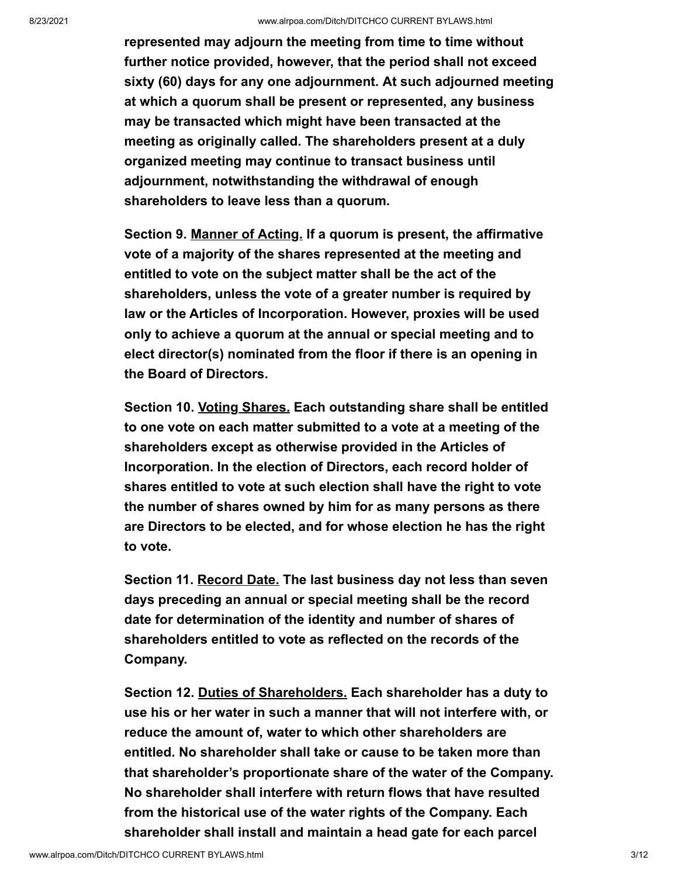**represented may adjourn the meeting from time to time without further notice provided, however, that the period shall not exceed sixty (60) days for any one adjournment. At such adjourned meeting at which a quorum shall be present or represented, any business may be transacted which might have been transacted at the meeting as originally called. The shareholders present at a duly organized meeting may continue to transact business until adjournment, notwithstanding the withdrawal of enough shareholders to leave less than a quorum.**

**Section 9. Manner of Acting. If a quorum is present, the affirmative vote of a majority of the shares represented at the meeting and entitled to vote on the subject matter shall be the act of the shareholders, unless the vote of a greater number is required by law or the Articles of Incorporation. However, proxies will be used only to achieve a quorum at the annual or special meeting and to elect director(s) nominated from the floor if there is an opening in the Board of Directors.**

**Section 10. Voting Shares. Each outstanding share shall be entitled to one vote on each matter submitted to a vote at a meeting of the shareholders except as otherwise provided in the Articles of Incorporation. In the election of Directors, each record holder of shares entitled to vote at such election shall have the right to vote the number of shares owned by him for as many persons as there are Directors to be elected, and for whose election he has the right to vote.**

**Section 11. Record Date. The last business day not less than seven days preceding an annual or special meeting shall be the record date for determination of the identity and number of shares of shareholders entitled to vote as reflected on the records of the Company.**

**Section 12. Duties of Shareholders. Each shareholder has a duty to use his or her water in such a manner that will not interfere with, or reduce the amount of, water to which other shareholders are entitled. No shareholder shall take or cause to be taken more than that shareholder's proportionate share of the water of the Company. No shareholder shall interfere with return flows that have resulted from the historical use of the water rights of the Company. Each shareholder shall install and maintain a head gate for each parcel**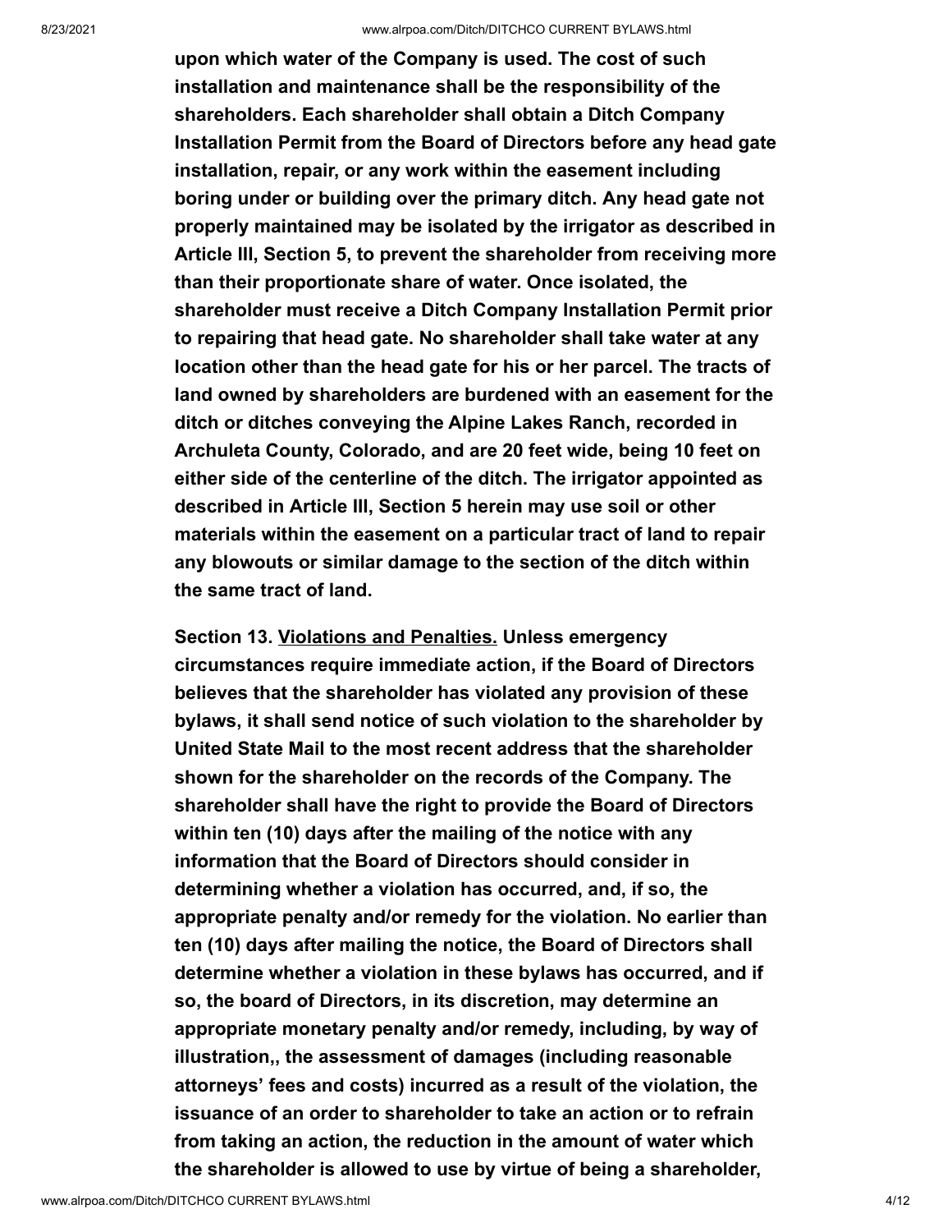**upon which water of the Company is used. The cost of such installation and maintenance shall be the responsibility of the shareholders. Each shareholder shall obtain a Ditch Company Installation Permit from the Board of Directors before any head gate installation, repair, or any work within the easement including boring under or building over the primary ditch. Any head gate not properly maintained may be isolated by the irrigator as described in Article III, Section 5, to prevent the shareholder from receiving more than their proportionate share of water. Once isolated, the shareholder must receive a Ditch Company Installation Permit prior to repairing that head gate. No shareholder shall take water at any location other than the head gate for his or her parcel. The tracts of land owned by shareholders are burdened with an easement for the ditch or ditches conveying the Alpine Lakes Ranch, recorded in Archuleta County, Colorado, and are 20 feet wide, being 10 feet on either side of the centerline of the ditch. The irrigator appointed as described in Article III, Section 5 herein may use soil or other materials within the easement on a particular tract of land to repair any blowouts or similar damage to the section of the ditch within the same tract of land.**

**Section 13. <u>Violations and Penalties.</u> Unless emergency circumstances require immediate action, if the Board of Directors believes that the shareholder has violated any provision of these bylaws, it shall send notice of such violation to the shareholder by United State Mail to the most recent address that the shareholder shown for the shareholder on the records of the Company. The shareholder shall have the right to provide the Board of Directors within ten (10) days after the mailing of the notice with any information that the Board of Directors should consider in determining whether a violation has occurred, and, if so, the appropriate penalty and/or remedy for the violation. No earlier than ten (10) days after mailing the notice, the Board of Directors shall determine whether a violation in these bylaws has occurred, and if so, the board of Directors, in its discretion, may determine an appropriate monetary penalty and/or remedy, including, by way of illustration,, the assessment of damages (including reasonable attorneys' fees and costs) incurred as a result of the violation, the issuance of an order to shareholder to take an action or to refrain from taking an action, the reduction in the amount of water which the shareholder is allowed to use by virtue of being a shareholder,**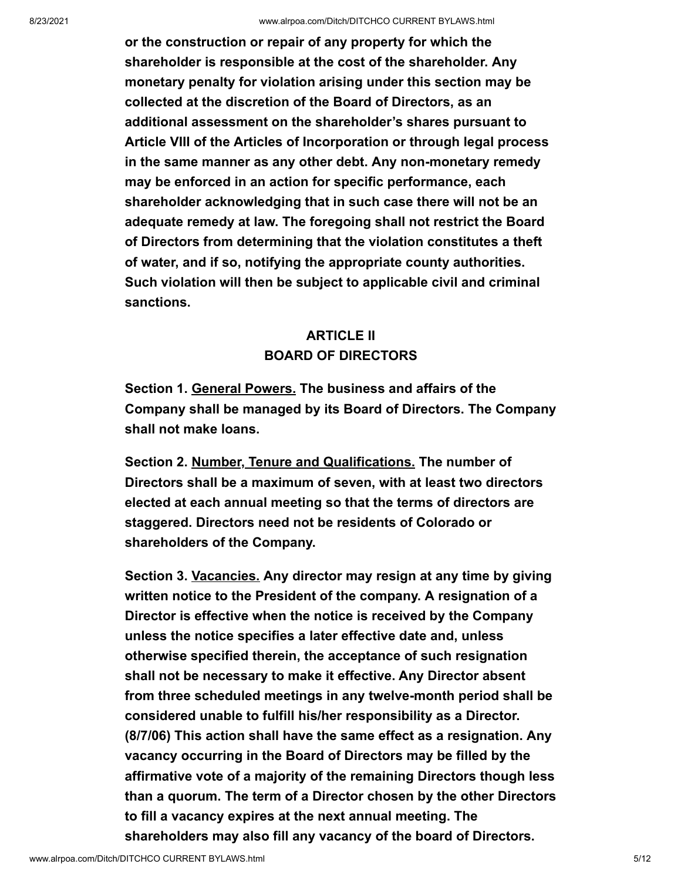**or the construction or repair of any property for which the shareholder is responsible at the cost of the shareholder. Any monetary penalty for violation arising under this section may be collected at the discretion of the Board of Directors, as an additional assessment on the shareholder's shares pursuant to Article VIII of the Articles of Incorporation or through legal process in the same manner as any other debt. Any non-monetary remedy may be enforced in an action for specific performance, each shareholder acknowledging that in such case there will not be an adequate remedy at law. The foregoing shall not restrict the Board of Directors from determining that the violation constitutes a theft of water, and if so, notifying the appropriate county authorities. Such violation will then be subject to applicable civil and criminal sanctions.**

## ARTICLE II
## BOARD OF DIRECTORS

**Section 1. <u>General Powers.</u> The business and affairs of the Company shall be managed by its Board of Directors. The Company shall not make loans.**

**Section 2. <u>Number, Tenure and Qualifications.</u> The number of Directors shall be a maximum of seven, with at least two directors elected at each annual meeting so that the terms of directors are staggered. Directors need not be residents of Colorado or shareholders of the Company.**

**Section 3. <u>Vacancies.</u> Any director may resign at any time by giving written notice to the President of the company. A resignation of a Director is effective when the notice is received by the Company unless the notice specifies a later effective date and, unless otherwise specified therein, the acceptance of such resignation shall not be necessary to make it effective. Any Director absent from three scheduled meetings in any twelve-month period shall be considered unable to fulfill his/her responsibility as a Director. (8/7/06) This action shall have the same effect as a resignation. Any vacancy occurring in the Board of Directors may be filled by the affirmative vote of a majority of the remaining Directors though less than a quorum. The term of a Director chosen by the other Directors to fill a vacancy expires at the next annual meeting. The shareholders may also fill any vacancy of the board of Directors.**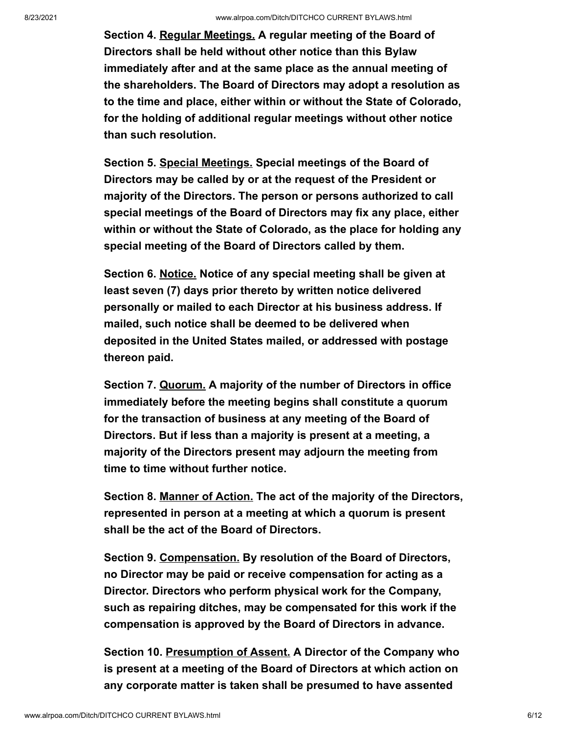**Section 4. Regular Meetings. A regular meeting of the Board of Directors shall be held without other notice than this Bylaw immediately after and at the same place as the annual meeting of the shareholders. The Board of Directors may adopt a resolution as to the time and place, either within or without the State of Colorado, for the holding of additional regular meetings without other notice than such resolution.**

**Section 5. Special Meetings. Special meetings of the Board of Directors may be called by or at the request of the President or majority of the Directors. The person or persons authorized to call special meetings of the Board of Directors may fix any place, either within or without the State of Colorado, as the place for holding any special meeting of the Board of Directors called by them.**

**Section 6. Notice. Notice of any special meeting shall be given at least seven (7) days prior thereto by written notice delivered personally or mailed to each Director at his business address. If mailed, such notice shall be deemed to be delivered when deposited in the United States mailed, or addressed with postage thereon paid.**

**Section 7. Quorum. A majority of the number of Directors in office immediately before the meeting begins shall constitute a quorum for the transaction of business at any meeting of the Board of Directors. But if less than a majority is present at a meeting, a majority of the Directors present may adjourn the meeting from time to time without further notice.**

**Section 8. Manner of Action. The act of the majority of the Directors, represented in person at a meeting at which a quorum is present shall be the act of the Board of Directors.**

**Section 9. Compensation. By resolution of the Board of Directors, no Director may be paid or receive compensation for acting as a Director. Directors who perform physical work for the Company, such as repairing ditches, may be compensated for this work if the compensation is approved by the Board of Directors in advance.**

**Section 10. Presumption of Assent. A Director of the Company who is present at a meeting of the Board of Directors at which action on any corporate matter is taken shall be presumed to have assented**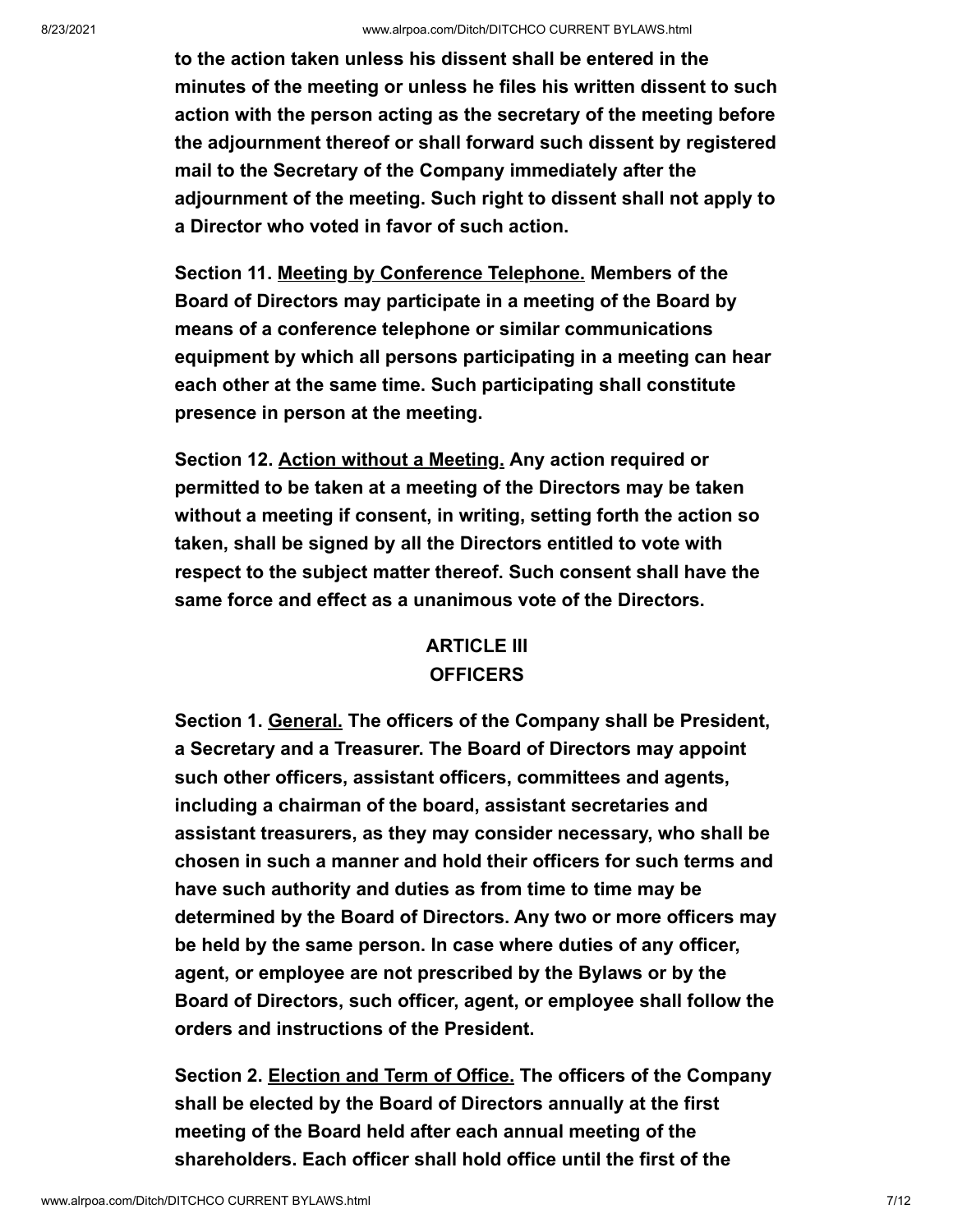**to the action taken unless his dissent shall be entered in the minutes of the meeting or unless he files his written dissent to such action with the person acting as the secretary of the meeting before the adjournment thereof or shall forward such dissent by registered mail to the Secretary of the Company immediately after the adjournment of the meeting. Such right to dissent shall not apply to a Director who voted in favor of such action.**

**Section 11. <u>Meeting by Conference Telephone.</u> Members of the Board of Directors may participate in a meeting of the Board by means of a conference telephone or similar communications equipment by which all persons participating in a meeting can hear each other at the same time. Such participating shall constitute presence in person at the meeting.**

**Section 12. <u>Action without a Meeting.</u> Any action required or permitted to be taken at a meeting of the Directors may be taken without a meeting if consent, in writing, setting forth the action so taken, shall be signed by all the Directors entitled to vote with respect to the subject matter thereof. Such consent shall have the same force and effect as a unanimous vote of the Directors.**

## ARTICLE III
## OFFICERS

**Section 1. <u>General.</u> The officers of the Company shall be President, a Secretary and a Treasurer. The Board of Directors may appoint such other officers, assistant officers, committees and agents, including a chairman of the board, assistant secretaries and assistant treasurers, as they may consider necessary, who shall be chosen in such a manner and hold their officers for such terms and have such authority and duties as from time to time may be determined by the Board of Directors. Any two or more officers may be held by the same person. In case where duties of any officer, agent, or employee are not prescribed by the Bylaws or by the Board of Directors, such officer, agent, or employee shall follow the orders and instructions of the President.**

**Section 2. <u>Election and Term of Office.</u> The officers of the Company shall be elected by the Board of Directors annually at the first meeting of the Board held after each annual meeting of the shareholders. Each officer shall hold office until the first of the**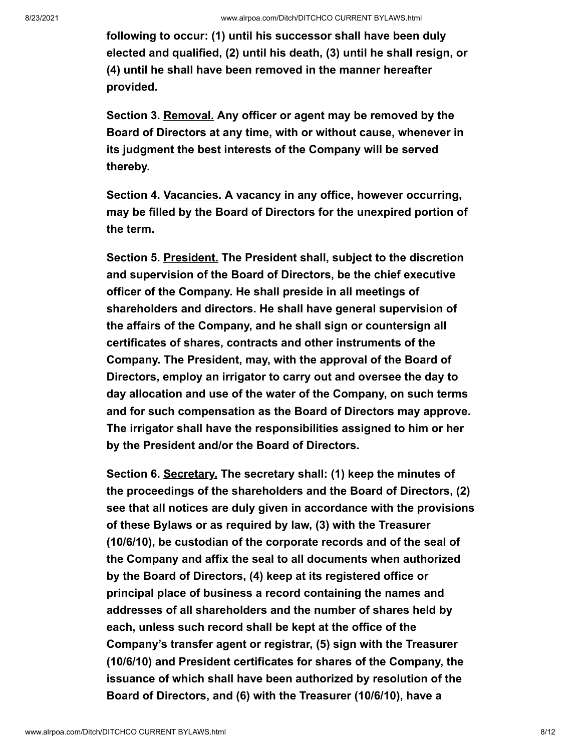**following to occur: (1) until his successor shall have been duly elected and qualified, (2) until his death, (3) until he shall resign, or (4) until he shall have been removed in the manner hereafter provided.**

**Section 3. Removal. Any officer or agent may be removed by the Board of Directors at any time, with or without cause, whenever in its judgment the best interests of the Company will be served thereby.**

**Section 4. Vacancies. A vacancy in any office, however occurring, may be filled by the Board of Directors for the unexpired portion of the term.**

**Section 5. President. The President shall, subject to the discretion and supervision of the Board of Directors, be the chief executive officer of the Company. He shall preside in all meetings of shareholders and directors. He shall have general supervision of the affairs of the Company, and he shall sign or countersign all certificates of shares, contracts and other instruments of the Company. The President, may, with the approval of the Board of Directors, employ an irrigator to carry out and oversee the day to day allocation and use of the water of the Company, on such terms and for such compensation as the Board of Directors may approve. The irrigator shall have the responsibilities assigned to him or her by the President and/or the Board of Directors.**

**Section 6. Secretary. The secretary shall: (1) keep the minutes of the proceedings of the shareholders and the Board of Directors, (2) see that all notices are duly given in accordance with the provisions of these Bylaws or as required by law, (3) with the Treasurer (10/6/10), be custodian of the corporate records and of the seal of the Company and affix the seal to all documents when authorized by the Board of Directors, (4) keep at its registered office or principal place of business a record containing the names and addresses of all shareholders and the number of shares held by each, unless such record shall be kept at the office of the Company's transfer agent or registrar, (5) sign with the Treasurer (10/6/10) and President certificates for shares of the Company, the issuance of which shall have been authorized by resolution of the Board of Directors, and (6) with the Treasurer (10/6/10), have a**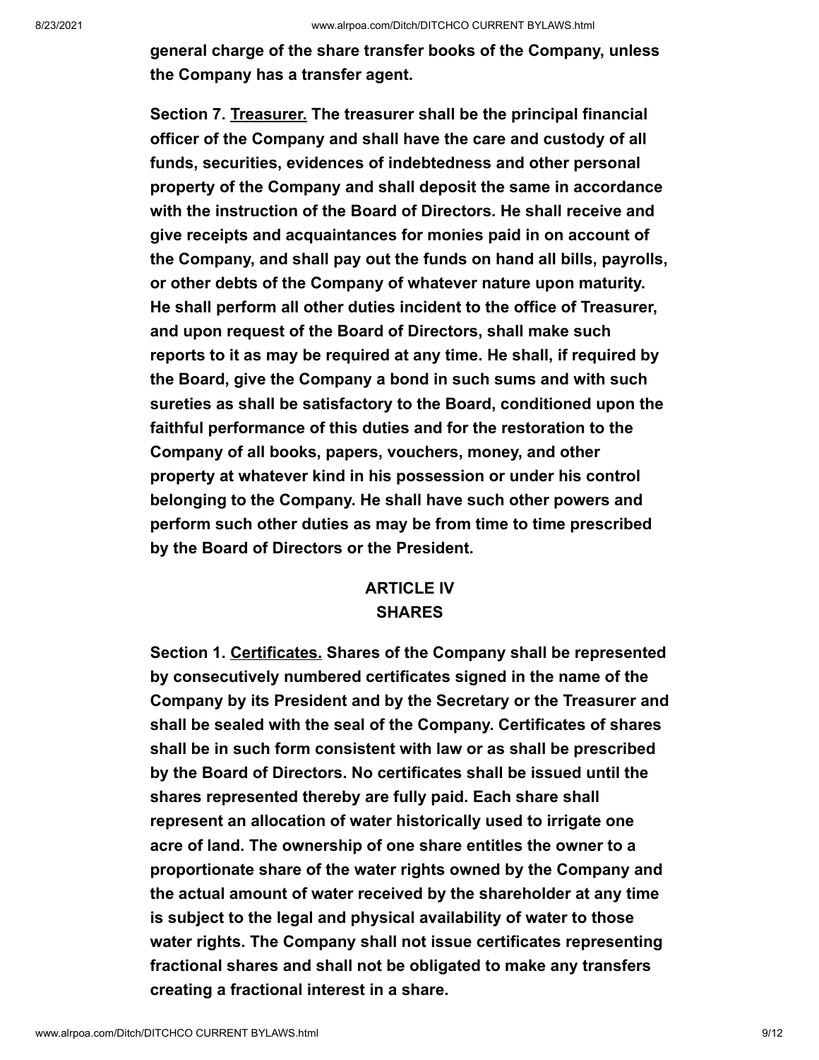**general charge of the share transfer books of the Company, unless the Company has a transfer agent.**

**Section 7. Treasurer. The treasurer shall be the principal financial officer of the Company and shall have the care and custody of all funds, securities, evidences of indebtedness and other personal property of the Company and shall deposit the same in accordance with the instruction of the Board of Directors. He shall receive and give receipts and acquaintances for monies paid in on account of the Company, and shall pay out the funds on hand all bills, payrolls, or other debts of the Company of whatever nature upon maturity. He shall perform all other duties incident to the office of Treasurer, and upon request of the Board of Directors, shall make such reports to it as may be required at any time. He shall, if required by the Board, give the Company a bond in such sums and with such sureties as shall be satisfactory to the Board, conditioned upon the faithful performance of this duties and for the restoration to the Company of all books, papers, vouchers, money, and other property at whatever kind in his possession or under his control belonging to the Company. He shall have such other powers and perform such other duties as may be from time to time prescribed by the Board of Directors or the President.**

## ARTICLE IV
## SHARES

**Section 1. Certificates. Shares of the Company shall be represented by consecutively numbered certificates signed in the name of the Company by its President and by the Secretary or the Treasurer and shall be sealed with the seal of the Company. Certificates of shares shall be in such form consistent with law or as shall be prescribed by the Board of Directors. No certificates shall be issued until the shares represented thereby are fully paid. Each share shall represent an allocation of water historically used to irrigate one acre of land. The ownership of one share entitles the owner to a proportionate share of the water rights owned by the Company and the actual amount of water received by the shareholder at any time is subject to the legal and physical availability of water to those water rights. The Company shall not issue certificates representing fractional shares and shall not be obligated to make any transfers creating a fractional interest in a share.**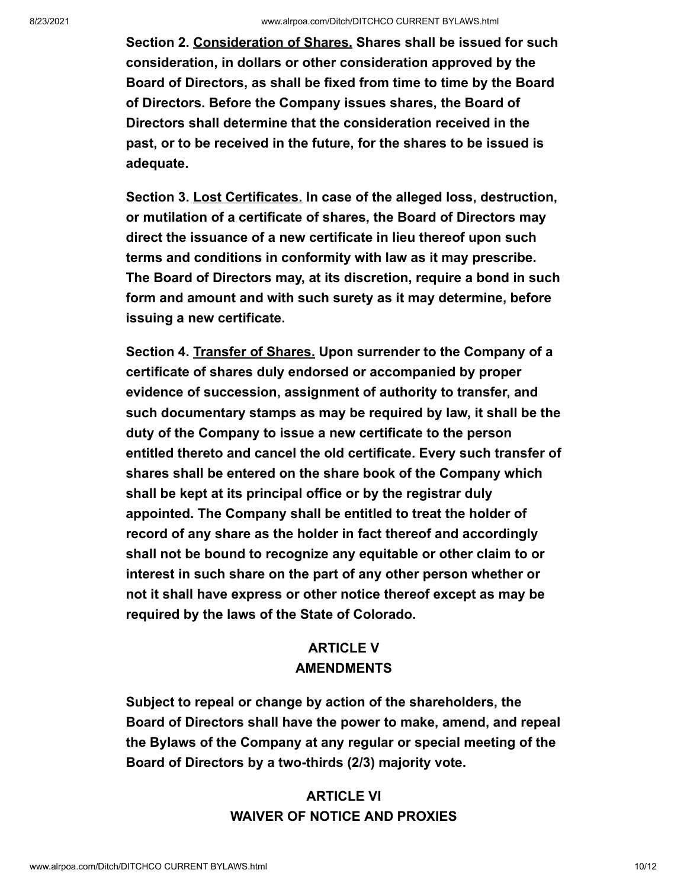**Section 2. Consideration of Shares. Shares shall be issued for such consideration, in dollars or other consideration approved by the Board of Directors, as shall be fixed from time to time by the Board of Directors. Before the Company issues shares, the Board of Directors shall determine that the consideration received in the past, or to be received in the future, for the shares to be issued is adequate.**

**Section 3. Lost Certificates. In case of the alleged loss, destruction, or mutilation of a certificate of shares, the Board of Directors may direct the issuance of a new certificate in lieu thereof upon such terms and conditions in conformity with law as it may prescribe. The Board of Directors may, at its discretion, require a bond in such form and amount and with such surety as it may determine, before issuing a new certificate.**

**Section 4. Transfer of Shares. Upon surrender to the Company of a certificate of shares duly endorsed or accompanied by proper evidence of succession, assignment of authority to transfer, and such documentary stamps as may be required by law, it shall be the duty of the Company to issue a new certificate to the person entitled thereto and cancel the old certificate. Every such transfer of shares shall be entered on the share book of the Company which shall be kept at its principal office or by the registrar duly appointed. The Company shall be entitled to treat the holder of record of any share as the holder in fact thereof and accordingly shall not be bound to recognize any equitable or other claim to or interest in such share on the part of any other person whether or not it shall have express or other notice thereof except as may be required by the laws of the State of Colorado.**

## ARTICLE V
## AMENDMENTS

**Subject to repeal or change by action of the shareholders, the Board of Directors shall have the power to make, amend, and repeal the Bylaws of the Company at any regular or special meeting of the Board of Directors by a two-thirds (2/3) majority vote.**

## ARTICLE VI
## WAIVER OF NOTICE AND PROXIES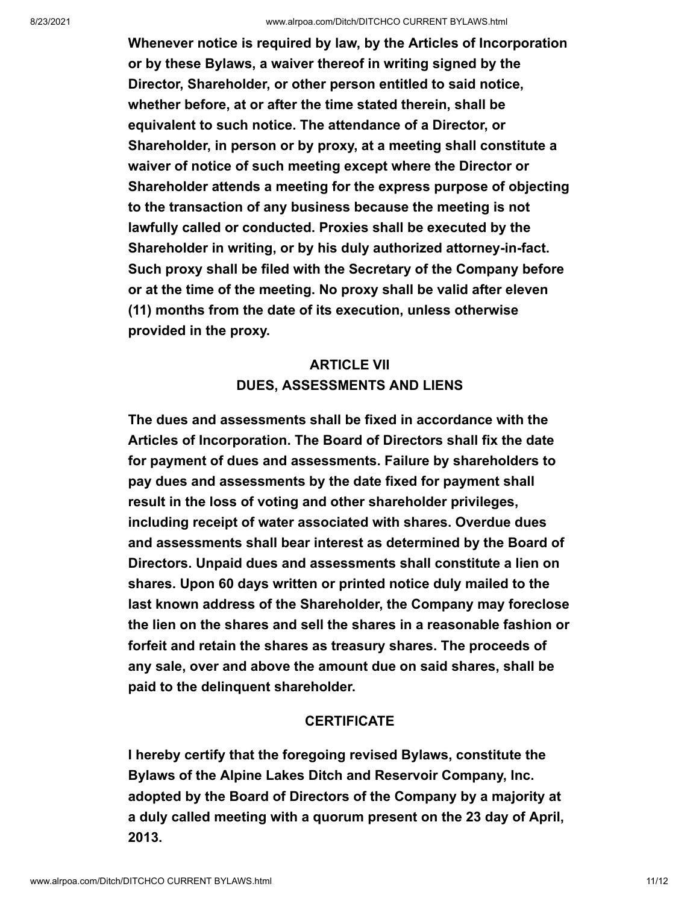**Whenever notice is required by law, by the Articles of Incorporation or by these Bylaws, a waiver thereof in writing signed by the Director, Shareholder, or other person entitled to said notice, whether before, at or after the time stated therein, shall be equivalent to such notice. The attendance of a Director, or Shareholder, in person or by proxy, at a meeting shall constitute a waiver of notice of such meeting except where the Director or Shareholder attends a meeting for the express purpose of objecting to the transaction of any business because the meeting is not lawfully called or conducted. Proxies shall be executed by the Shareholder in writing, or by his duly authorized attorney-in-fact. Such proxy shall be filed with the Secretary of the Company before or at the time of the meeting. No proxy shall be valid after eleven (11) months from the date of its execution, unless otherwise provided in the proxy.**

## ARTICLE VII
## DUES, ASSESSMENTS AND LIENS

**The dues and assessments shall be fixed in accordance with the Articles of Incorporation. The Board of Directors shall fix the date for payment of dues and assessments. Failure by shareholders to pay dues and assessments by the date fixed for payment shall result in the loss of voting and other shareholder privileges, including receipt of water associated with shares. Overdue dues and assessments shall bear interest as determined by the Board of Directors. Unpaid dues and assessments shall constitute a lien on shares. Upon 60 days written or printed notice duly mailed to the last known address of the Shareholder, the Company may foreclose the lien on the shares and sell the shares in a reasonable fashion or forfeit and retain the shares as treasury shares. The proceeds of any sale, over and above the amount due on said shares, shall be paid to the delinquent shareholder.**

## CERTIFICATE

**I hereby certify that the foregoing revised Bylaws, constitute the Bylaws of the Alpine Lakes Ditch and Reservoir Company, Inc. adopted by the Board of Directors of the Company by a majority at a duly called meeting with a quorum present on the 23 day of April, 2013.**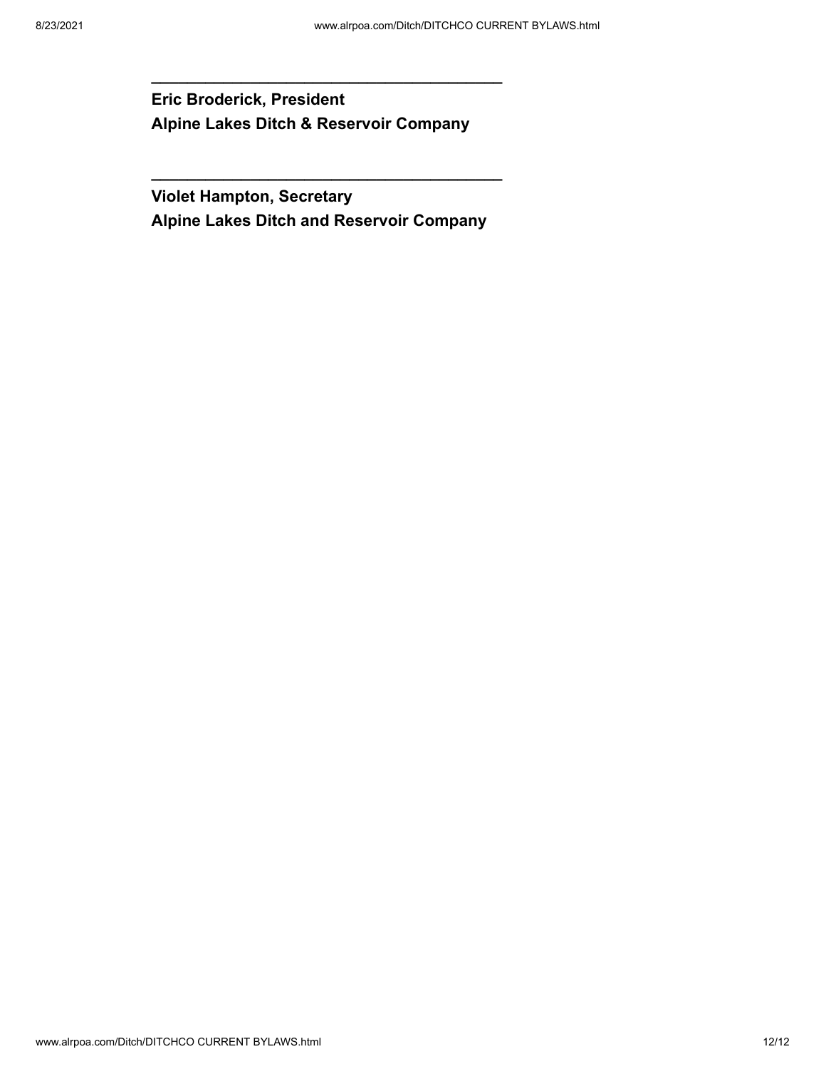________________________________________

**Eric Broderick, President**
**Alpine Lakes Ditch & Reservoir Company**

________________________________________

**Violet Hampton, Secretary**
**Alpine Lakes Ditch and Reservoir Company**